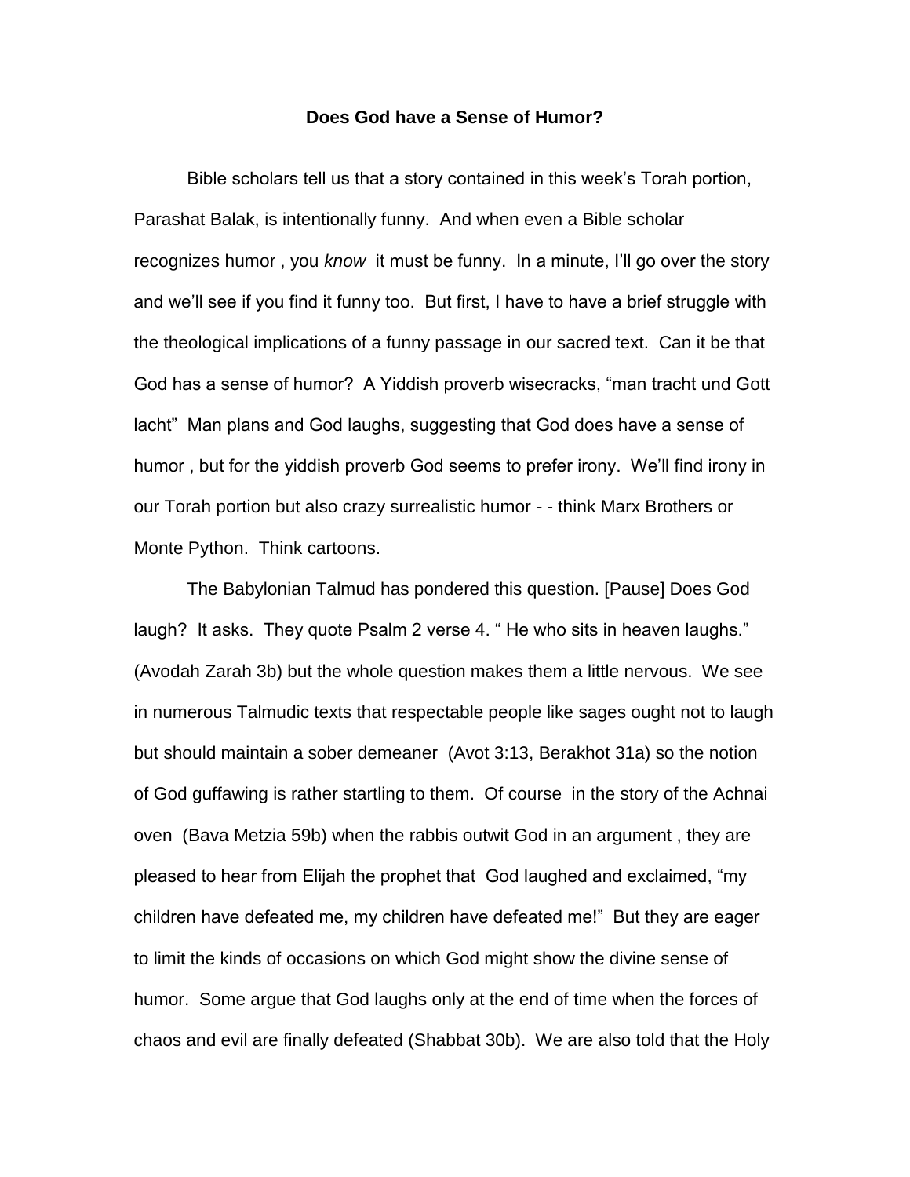**Does God have a Sense of Humor?**

Bible scholars tell us that a story contained in this week's Torah portion, Parashat Balak, is intentionally funny. And when even a Bible scholar recognizes humor , you *know* it must be funny. In a minute, I'll go over the story and we'll see if you find it funny too. But first, I have to have a brief struggle with the theological implications of a funny passage in our sacred text. Can it be that God has a sense of humor? A Yiddish proverb wisecracks, "man tracht und Gott lacht" Man plans and God laughs, suggesting that God does have a sense of humor , but for the yiddish proverb God seems to prefer irony. We'll find irony in our Torah portion but also crazy surrealistic humor - - think Marx Brothers or Monte Python. Think cartoons.

The Babylonian Talmud has pondered this question. [Pause] Does God laugh? It asks. They quote Psalm 2 verse 4. " He who sits in heaven laughs." (Avodah Zarah 3b) but the whole question makes them a little nervous. We see in numerous Talmudic texts that respectable people like sages ought not to laugh but should maintain a sober demeaner (Avot 3:13, Berakhot 31a) so the notion of God guffawing is rather startling to them. Of course in the story of the Achnai oven (Bava Metzia 59b) when the rabbis outwit God in an argument , they are pleased to hear from Elijah the prophet that God laughed and exclaimed, "my children have defeated me, my children have defeated me!" But they are eager to limit the kinds of occasions on which God might show the divine sense of humor. Some argue that God laughs only at the end of time when the forces of chaos and evil are finally defeated (Shabbat 30b). We are also told that the Holy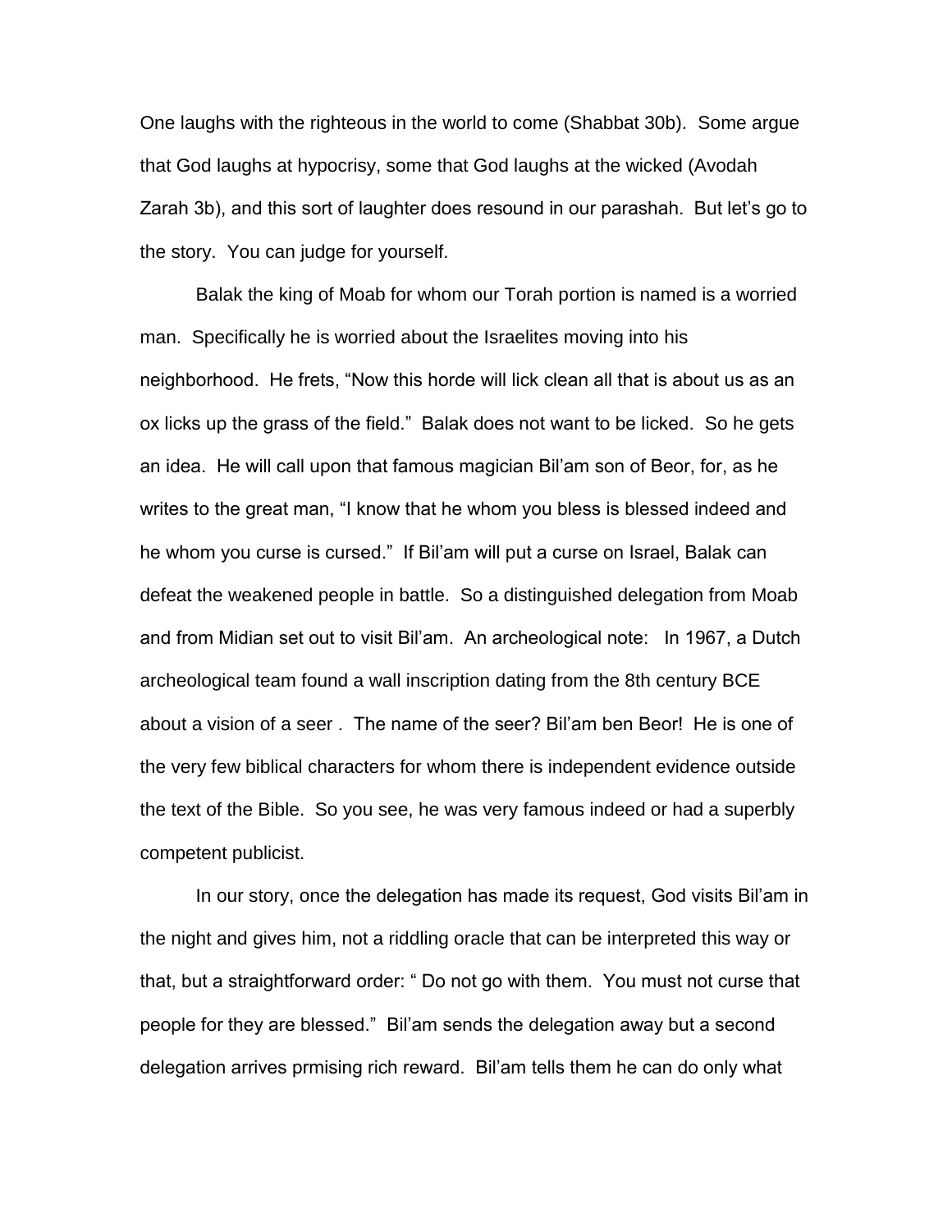One laughs with the righteous in the world to come (Shabbat 30b). Some argue that God laughs at hypocrisy, some that God laughs at the wicked (Avodah Zarah 3b), and this sort of laughter does resound in our parashah. But let's go to the story. You can judge for yourself.

Balak the king of Moab for whom our Torah portion is named is a worried man. Specifically he is worried about the Israelites moving into his neighborhood. He frets, "Now this horde will lick clean all that is about us as an ox licks up the grass of the field." Balak does not want to be licked. So he gets an idea. He will call upon that famous magician Bil'am son of Beor, for, as he writes to the great man, "I know that he whom you bless is blessed indeed and he whom you curse is cursed." If Bil'am will put a curse on Israel, Balak can defeat the weakened people in battle. So a distinguished delegation from Moab and from Midian set out to visit Bil'am. An archeological note: In 1967, a Dutch archeological team found a wall inscription dating from the 8th century BCE about a vision of a seer . The name of the seer? Bil'am ben Beor! He is one of the very few biblical characters for whom there is independent evidence outside the text of the Bible. So you see, he was very famous indeed or had a superbly competent publicist.

In our story, once the delegation has made its request, God visits Bil'am in the night and gives him, not a riddling oracle that can be interpreted this way or that, but a straightforward order: " Do not go with them. You must not curse that people for they are blessed." Bil'am sends the delegation away but a second delegation arrives prmising rich reward. Bil'am tells them he can do only what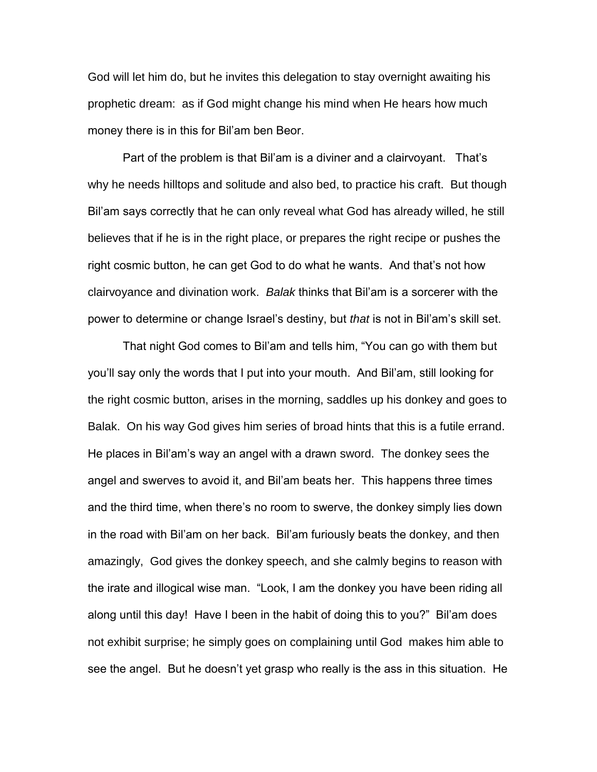God will let him do, but he invites this delegation to stay overnight awaiting his prophetic dream: as if God might change his mind when He hears how much money there is in this for Bil'am ben Beor.

Part of the problem is that Bil'am is a diviner and a clairvoyant. That's why he needs hilltops and solitude and also bed, to practice his craft. But though Bil'am says correctly that he can only reveal what God has already willed, he still believes that if he is in the right place, or prepares the right recipe or pushes the right cosmic button, he can get God to do what he wants. And that's not how clairvoyance and divination work. *Balak* thinks that Bil'am is a sorcerer with the power to determine or change Israel's destiny, but *that* is not in Bil'am's skill set.

That night God comes to Bil'am and tells him, "You can go with them but you'll say only the words that I put into your mouth. And Bil'am, still looking for the right cosmic button, arises in the morning, saddles up his donkey and goes to Balak. On his way God gives him series of broad hints that this is a futile errand. He places in Bil'am's way an angel with a drawn sword. The donkey sees the angel and swerves to avoid it, and Bil'am beats her. This happens three times and the third time, when there's no room to swerve, the donkey simply lies down in the road with Bil'am on her back. Bil'am furiously beats the donkey, and then amazingly, God gives the donkey speech, and she calmly begins to reason with the irate and illogical wise man. "Look, I am the donkey you have been riding all along until this day! Have I been in the habit of doing this to you?" Bil'am does not exhibit surprise; he simply goes on complaining until God makes him able to see the angel. But he doesn't yet grasp who really is the ass in this situation. He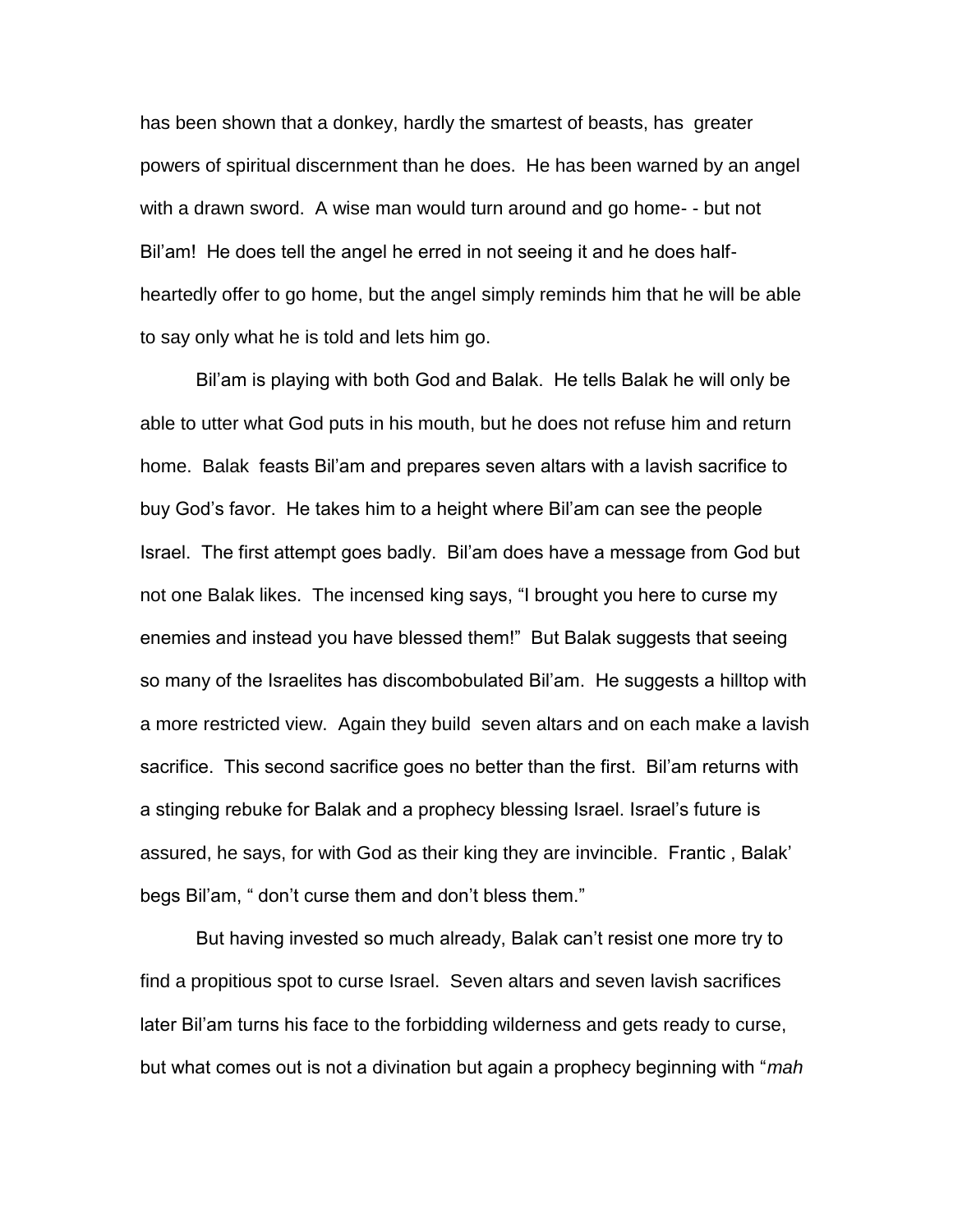has been shown that a donkey, hardly the smartest of beasts, has greater powers of spiritual discernment than he does. He has been warned by an angel with a drawn sword. A wise man would turn around and go home- - but not Bil'am! He does tell the angel he erred in not seeing it and he does half-heartedly offer to go home, but the angel simply reminds him that he will be able to say only what he is told and lets him go.

Bil'am is playing with both God and Balak. He tells Balak he will only be able to utter what God puts in his mouth, but he does not refuse him and return home. Balak feasts Bil'am and prepares seven altars with a lavish sacrifice to buy God's favor. He takes him to a height where Bil'am can see the people Israel. The first attempt goes badly. Bil'am does have a message from God but not one Balak likes. The incensed king says, "I brought you here to curse my enemies and instead you have blessed them!" But Balak suggests that seeing so many of the Israelites has discombobulated Bil'am. He suggests a hilltop with a more restricted view. Again they build seven altars and on each make a lavish sacrifice. This second sacrifice goes no better than the first. Bil'am returns with a stinging rebuke for Balak and a prophecy blessing Israel. Israel's future is assured, he says, for with God as their king they are invincible. Frantic , Balak' begs Bil'am, " don't curse them and don't bless them."

But having invested so much already, Balak can't resist one more try to find a propitious spot to curse Israel. Seven altars and seven lavish sacrifices later Bil'am turns his face to the forbidding wilderness and gets ready to curse, but what comes out is not a divination but again a prophecy beginning with "*mah*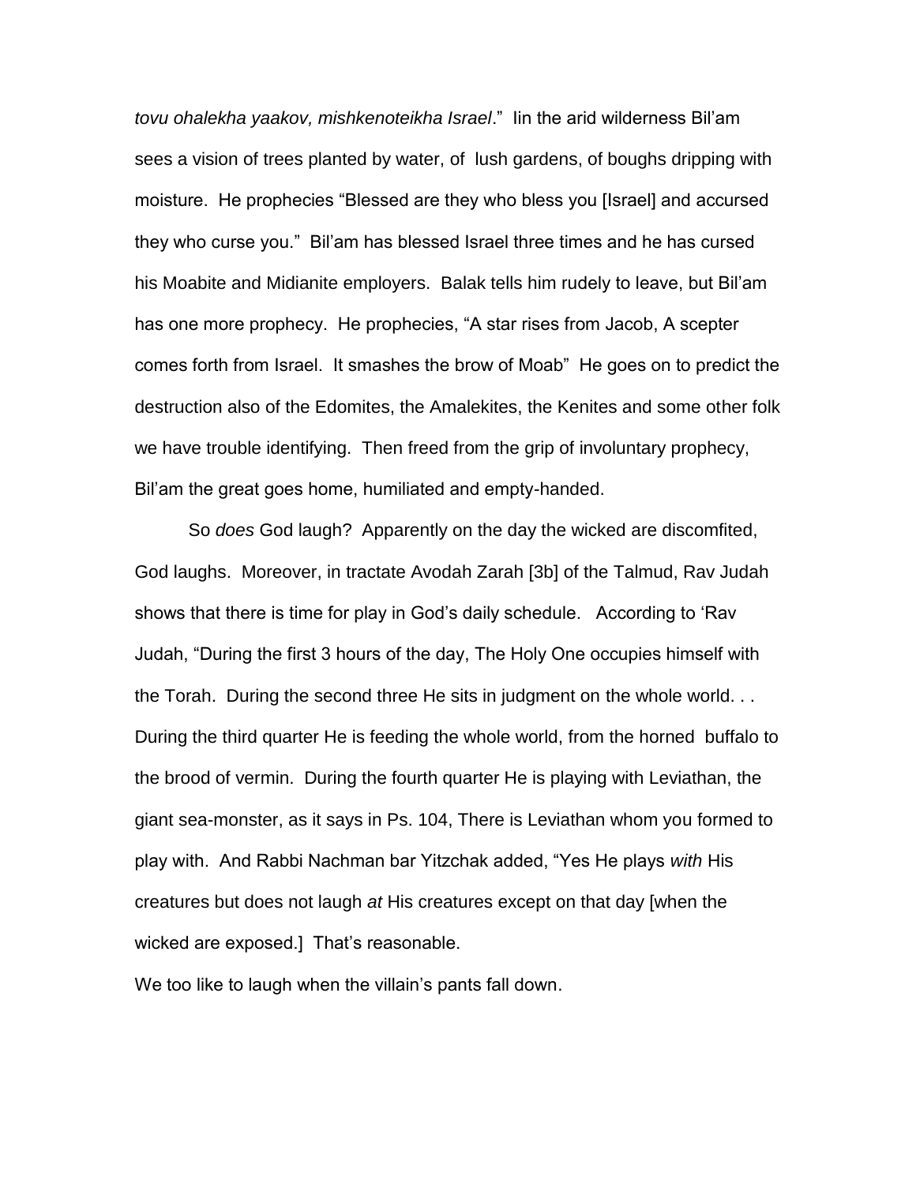*tovu ohalekha yaakov, mishkenoteikha Israel*." Iin the arid wilderness Bil'am sees a vision of trees planted by water, of lush gardens, of boughs dripping with moisture. He prophecies "Blessed are they who bless you [Israel] and accursed they who curse you." Bil'am has blessed Israel three times and he has cursed his Moabite and Midianite employers. Balak tells him rudely to leave, but Bil'am has one more prophecy. He prophecies, "A star rises from Jacob, A scepter comes forth from Israel. It smashes the brow of Moab" He goes on to predict the destruction also of the Edomites, the Amalekites, the Kenites and some other folk we have trouble identifying. Then freed from the grip of involuntary prophecy, Bil'am the great goes home, humiliated and empty-handed.

So *does* God laugh? Apparently on the day the wicked are discomfited, God laughs. Moreover, in tractate Avodah Zarah [3b] of the Talmud, Rav Judah shows that there is time for play in God's daily schedule. According to 'Rav Judah, "During the first 3 hours of the day, The Holy One occupies himself with the Torah. During the second three He sits in judgment on the whole world. . . During the third quarter He is feeding the whole world, from the horned buffalo to the brood of vermin. During the fourth quarter He is playing with Leviathan, the giant sea-monster, as it says in Ps. 104, There is Leviathan whom you formed to play with. And Rabbi Nachman bar Yitzchak added, "Yes He plays *with* His creatures but does not laugh *at* His creatures except on that day [when the wicked are exposed.] That's reasonable.

We too like to laugh when the villain's pants fall down.